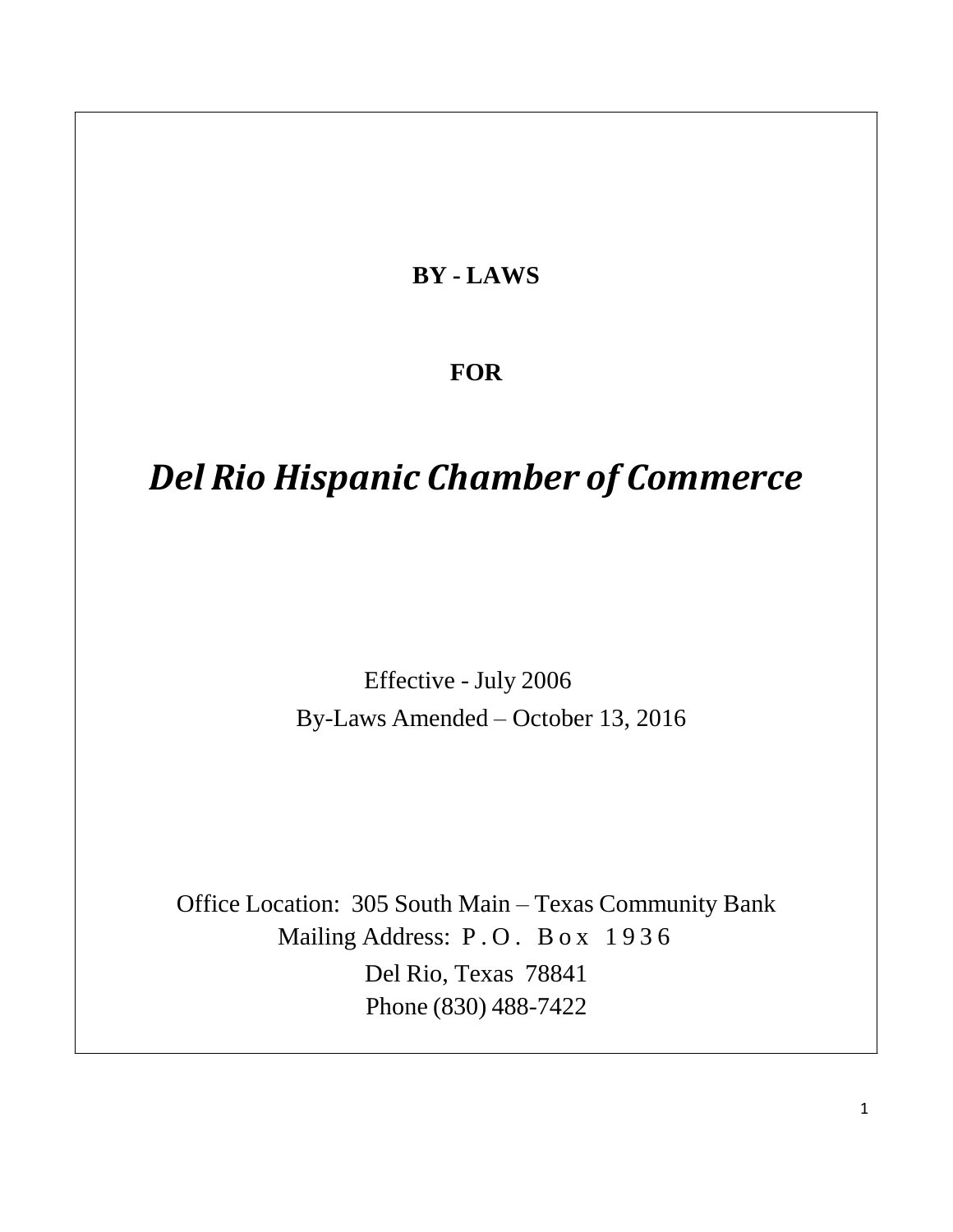**BY - LAWS**

**FOR**

# *Del Rio Hispanic Chamber of Commerce*

Effective - July 2006

By-Laws Amended – October 13, 2016

Office Location: 305 South Main – Texas Community Bank

Mailing Address: P.O. Box 1936

Del Rio, Texas 78841

Phone (830) 488-7422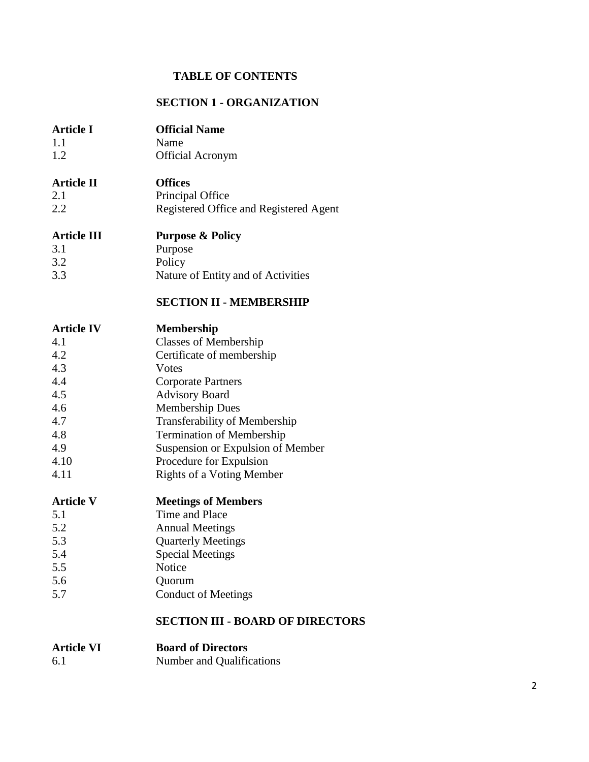## TABLE OF CONTENTS

### SECTION 1 - ORGANIZATION

| | |
|---|---|
| **Article I** | **Official Name** |
| 1.1 | Name |
| 1.2 | Official Acronym |
| **Article II** | **Offices** |
| 2.1 | Principal Office |
| 2.2 | Registered Office and Registered Agent |
| **Article III** | **Purpose & Policy** |
| 3.1 | Purpose |
| 3.2 | Policy |
| 3.3 | Nature of Entity and of Activities |

### SECTION II - MEMBERSHIP

| | |
|---|---|
| **Article IV** | **Membership** |
| 4.1 | Classes of Membership |
| 4.2 | Certificate of membership |
| 4.3 | Votes |
| 4.4 | Corporate Partners |
| 4.5 | Advisory Board |
| 4.6 | Membership Dues |
| 4.7 | Transferability of Membership |
| 4.8 | Termination of Membership |
| 4.9 | Suspension or Expulsion of Member |
| 4.10 | Procedure for Expulsion |
| 4.11 | Rights of a Voting Member |
| **Article V** | **Meetings of Members** |
| 5.1 | Time and Place |
| 5.2 | Annual Meetings |
| 5.3 | Quarterly Meetings |
| 5.4 | Special Meetings |
| 5.5 | Notice |
| 5.6 | Quorum |
| 5.7 | Conduct of Meetings |

### SECTION III - BOARD OF DIRECTORS

| | |
|---|---|
| **Article VI** | **Board of Directors** |
| 6.1 | Number and Qualifications |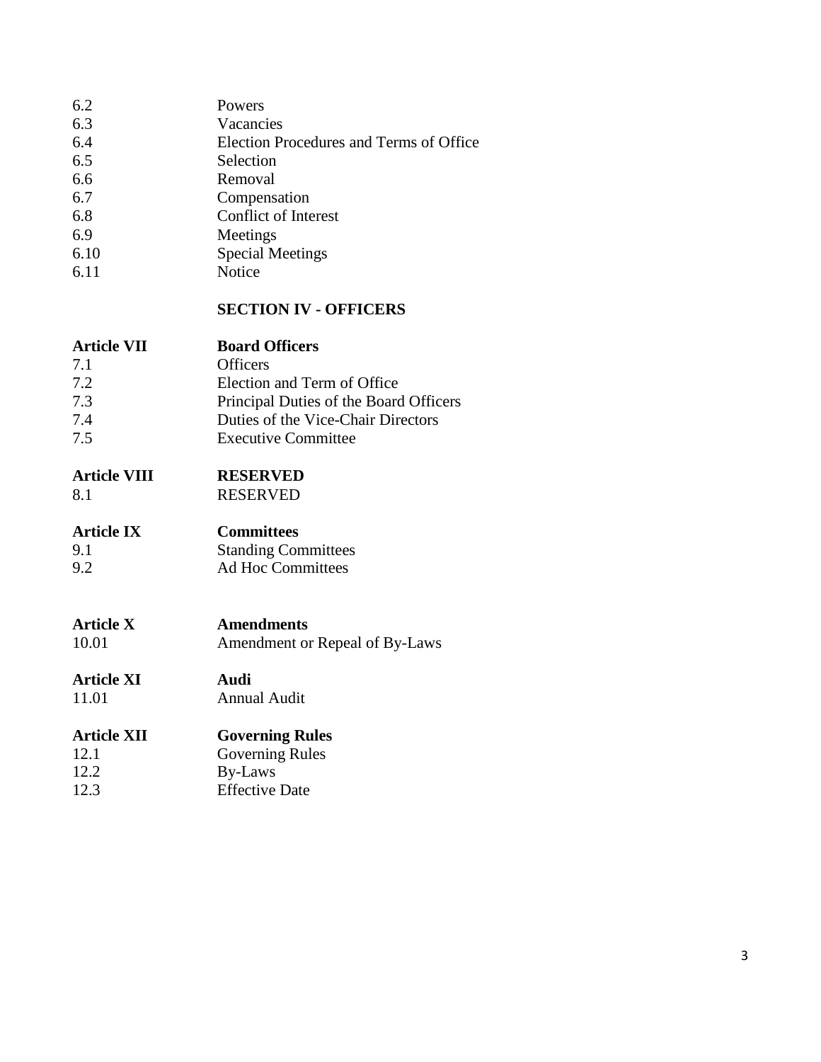| | |
|---|---|
| 6.2 | Powers |
| 6.3 | Vacancies |
| 6.4 | Election Procedures and Terms of Office |
| 6.5 | Selection |
| 6.6 | Removal |
| 6.7 | Compensation |
| 6.8 | Conflict of Interest |
| 6.9 | Meetings |
| 6.10 | Special Meetings |
| 6.11 | Notice |

**SECTION IV - OFFICERS**

| | |
|---|---|
| **Article VII** | **Board Officers** |
| 7.1 | Officers |
| 7.2 | Election and Term of Office |
| 7.3 | Principal Duties of the Board Officers |
| 7.4 | Duties of the Vice-Chair Directors |
| 7.5 | Executive Committee |
| **Article VIII** | **RESERVED** |
| 8.1 | RESERVED |
| **Article IX** | **Committees** |
| 9.1 | Standing Committees |
| 9.2 | Ad Hoc Committees |
| **Article X** | **Amendments** |
| 10.01 | Amendment or Repeal of By-Laws |
| **Article XI** | **Audi** |
| 11.01 | Annual Audit |
| **Article XII** | **Governing Rules** |
| 12.1 | Governing Rules |
| 12.2 | By-Laws |
| 12.3 | Effective Date |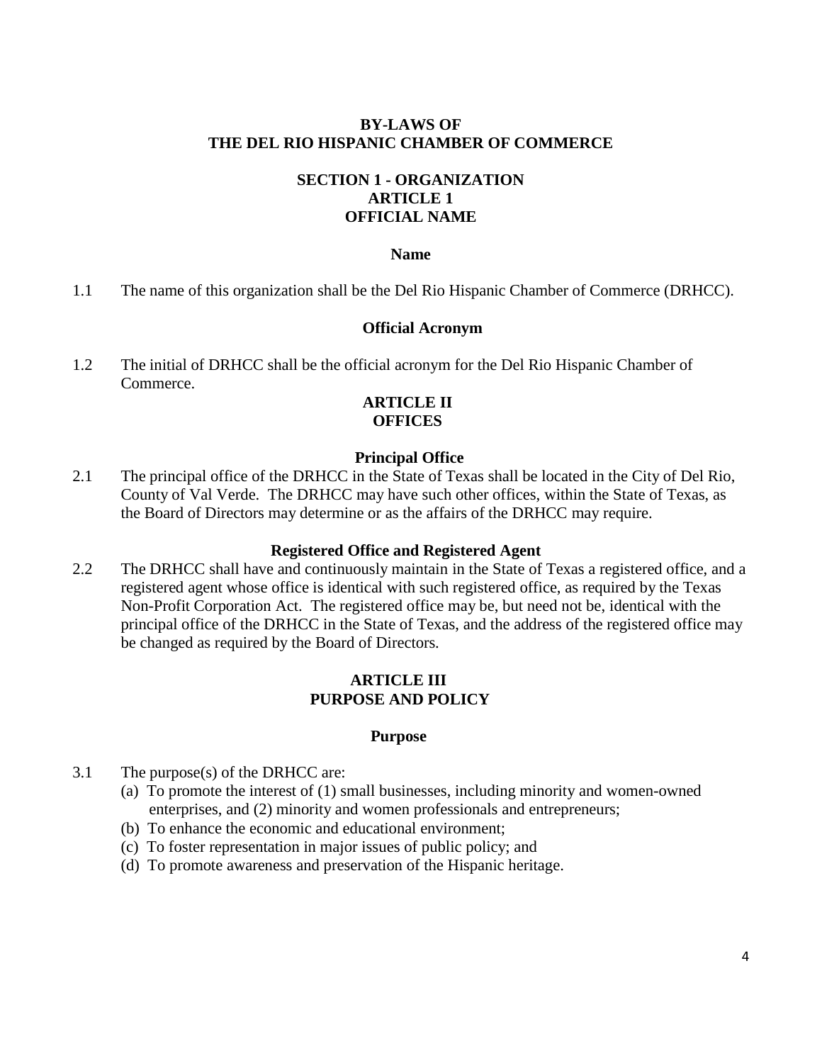# BY-LAWS OF
# THE DEL RIO HISPANIC CHAMBER OF COMMERCE

## SECTION 1 - ORGANIZATION
## ARTICLE 1
## OFFICIAL NAME

### Name

1.1 The name of this organization shall be the Del Rio Hispanic Chamber of Commerce (DRHCC).

### Official Acronym

1.2 The initial of DRHCC shall be the official acronym for the Del Rio Hispanic Chamber of Commerce.

## ARTICLE II
## OFFICES

### Principal Office

2.1 The principal office of the DRHCC in the State of Texas shall be located in the City of Del Rio, County of Val Verde. The DRHCC may have such other offices, within the State of Texas, as the Board of Directors may determine or as the affairs of the DRHCC may require.

### Registered Office and Registered Agent

2.2 The DRHCC shall have and continuously maintain in the State of Texas a registered office, and a registered agent whose office is identical with such registered office, as required by the Texas Non-Profit Corporation Act. The registered office may be, but need not be, identical with the principal office of the DRHCC in the State of Texas, and the address of the registered office may be changed as required by the Board of Directors.

## ARTICLE III
## PURPOSE AND POLICY

### Purpose

3.1 The purpose(s) of the DRHCC are:

(a) To promote the interest of (1) small businesses, including minority and women-owned enterprises, and (2) minority and women professionals and entrepreneurs;

(b) To enhance the economic and educational environment;

(c) To foster representation in major issues of public policy; and

(d) To promote awareness and preservation of the Hispanic heritage.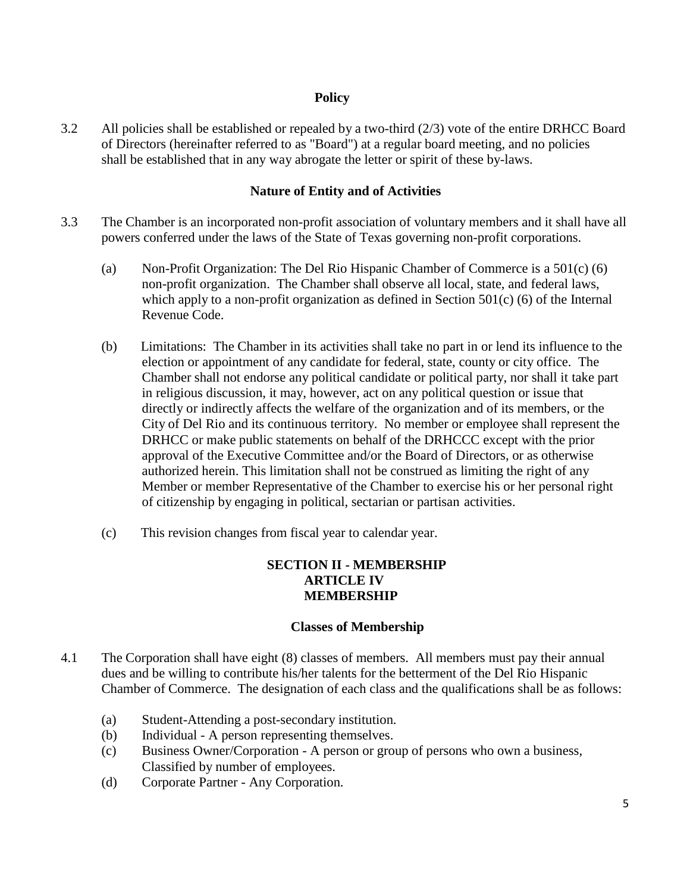**Policy**

3.2 All policies shall be established or repealed by a two-third (2/3) vote of the entire DRHCC Board of Directors (hereinafter referred to as "Board") at a regular board meeting, and no policies shall be established that in any way abrogate the letter or spirit of these by-laws.

**Nature of Entity and of Activities**

3.3 The Chamber is an incorporated non-profit association of voluntary members and it shall have all powers conferred under the laws of the State of Texas governing non-profit corporations.

(a) Non-Profit Organization: The Del Rio Hispanic Chamber of Commerce is a 501(c) (6) non-profit organization. The Chamber shall observe all local, state, and federal laws, which apply to a non-profit organization as defined in Section 501(c) (6) of the Internal Revenue Code.

(b) Limitations: The Chamber in its activities shall take no part in or lend its influence to the election or appointment of any candidate for federal, state, county or city office. The Chamber shall not endorse any political candidate or political party, nor shall it take part in religious discussion, it may, however, act on any political question or issue that directly or indirectly affects the welfare of the organization and of its members, or the City of Del Rio and its continuous territory. No member or employee shall represent the DRHCC or make public statements on behalf of the DRHCCC except with the prior approval of the Executive Committee and/or the Board of Directors, or as otherwise authorized herein. This limitation shall not be construed as limiting the right of any Member or member Representative of the Chamber to exercise his or her personal right of citizenship by engaging in political, sectarian or partisan activities.

(c) This revision changes from fiscal year to calendar year.

## SECTION II - MEMBERSHIP
## ARTICLE IV
## MEMBERSHIP

**Classes of Membership**

4.1 The Corporation shall have eight (8) classes of members. All members must pay their annual dues and be willing to contribute his/her talents for the betterment of the Del Rio Hispanic Chamber of Commerce. The designation of each class and the qualifications shall be as follows:

(a) Student-Attending a post-secondary institution.
(b) Individual - A person representing themselves.
(c) Business Owner/Corporation - A person or group of persons who own a business, Classified by number of employees.
(d) Corporate Partner - Any Corporation.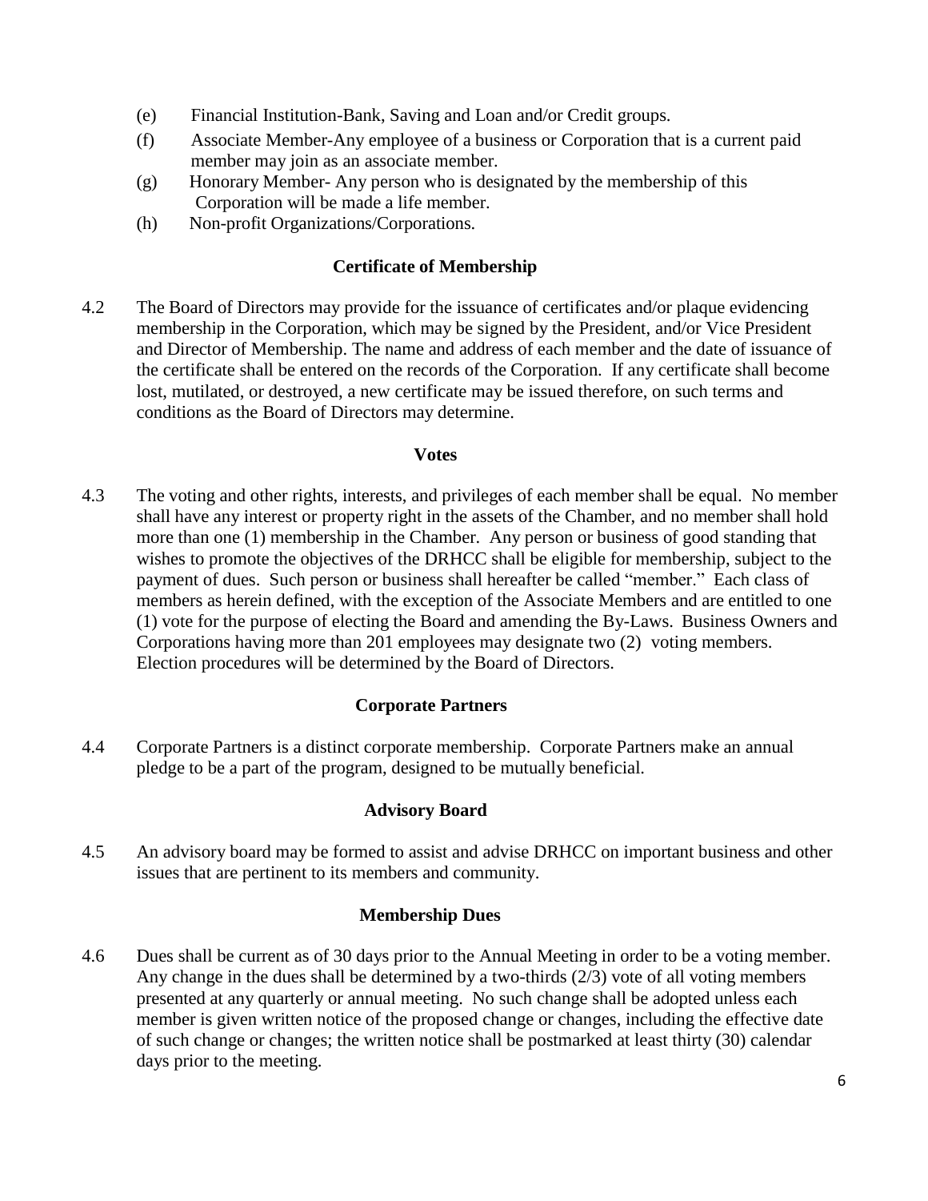(e) Financial Institution-Bank, Saving and Loan and/or Credit groups.

(f) Associate Member-Any employee of a business or Corporation that is a current paid member may join as an associate member.

(g) Honorary Member- Any person who is designated by the membership of this Corporation will be made a life member.

(h) Non-profit Organizations/Corporations.

### Certificate of Membership

4.2 The Board of Directors may provide for the issuance of certificates and/or plaque evidencing membership in the Corporation, which may be signed by the President, and/or Vice President and Director of Membership. The name and address of each member and the date of issuance of the certificate shall be entered on the records of the Corporation. If any certificate shall become lost, mutilated, or destroyed, a new certificate may be issued therefore, on such terms and conditions as the Board of Directors may determine.

### Votes

4.3 The voting and other rights, interests, and privileges of each member shall be equal. No member shall have any interest or property right in the assets of the Chamber, and no member shall hold more than one (1) membership in the Chamber. Any person or business of good standing that wishes to promote the objectives of the DRHCC shall be eligible for membership, subject to the payment of dues. Such person or business shall hereafter be called "member." Each class of members as herein defined, with the exception of the Associate Members and are entitled to one (1) vote for the purpose of electing the Board and amending the By-Laws. Business Owners and Corporations having more than 201 employees may designate two (2) voting members. Election procedures will be determined by the Board of Directors.

### Corporate Partners

4.4 Corporate Partners is a distinct corporate membership. Corporate Partners make an annual pledge to be a part of the program, designed to be mutually beneficial.

### Advisory Board

4.5 An advisory board may be formed to assist and advise DRHCC on important business and other issues that are pertinent to its members and community.

### Membership Dues

4.6 Dues shall be current as of 30 days prior to the Annual Meeting in order to be a voting member. Any change in the dues shall be determined by a two-thirds (2/3) vote of all voting members presented at any quarterly or annual meeting. No such change shall be adopted unless each member is given written notice of the proposed change or changes, including the effective date of such change or changes; the written notice shall be postmarked at least thirty (30) calendar days prior to the meeting.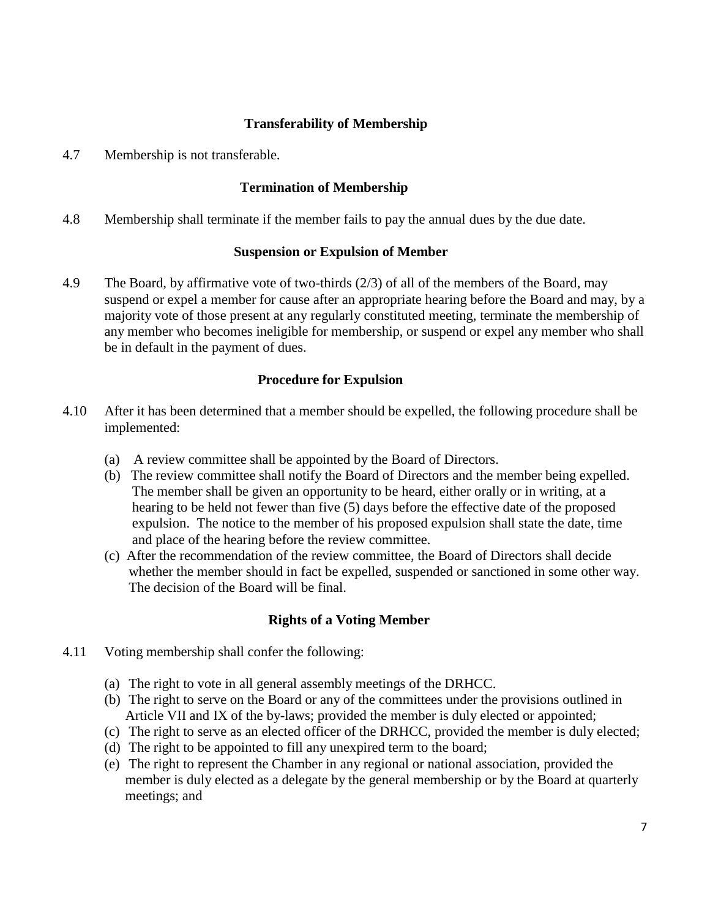### Transferability of Membership

4.7 Membership is not transferable.

### Termination of Membership

4.8 Membership shall terminate if the member fails to pay the annual dues by the due date.

### Suspension or Expulsion of Member

4.9 The Board, by affirmative vote of two-thirds (2/3) of all of the members of the Board, may suspend or expel a member for cause after an appropriate hearing before the Board and may, by a majority vote of those present at any regularly constituted meeting, terminate the membership of any member who becomes ineligible for membership, or suspend or expel any member who shall be in default in the payment of dues.

### Procedure for Expulsion

4.10 After it has been determined that a member should be expelled, the following procedure shall be implemented:

(a) A review committee shall be appointed by the Board of Directors.

(b) The review committee shall notify the Board of Directors and the member being expelled. The member shall be given an opportunity to be heard, either orally or in writing, at a hearing to be held not fewer than five (5) days before the effective date of the proposed expulsion. The notice to the member of his proposed expulsion shall state the date, time and place of the hearing before the review committee.

(c) After the recommendation of the review committee, the Board of Directors shall decide whether the member should in fact be expelled, suspended or sanctioned in some other way. The decision of the Board will be final.

### Rights of a Voting Member

4.11 Voting membership shall confer the following:

(a) The right to vote in all general assembly meetings of the DRHCC.

(b) The right to serve on the Board or any of the committees under the provisions outlined in Article VII and IX of the by-laws; provided the member is duly elected or appointed;

(c) The right to serve as an elected officer of the DRHCC, provided the member is duly elected;

(d) The right to be appointed to fill any unexpired term to the board;

(e) The right to represent the Chamber in any regional or national association, provided the member is duly elected as a delegate by the general membership or by the Board at quarterly meetings; and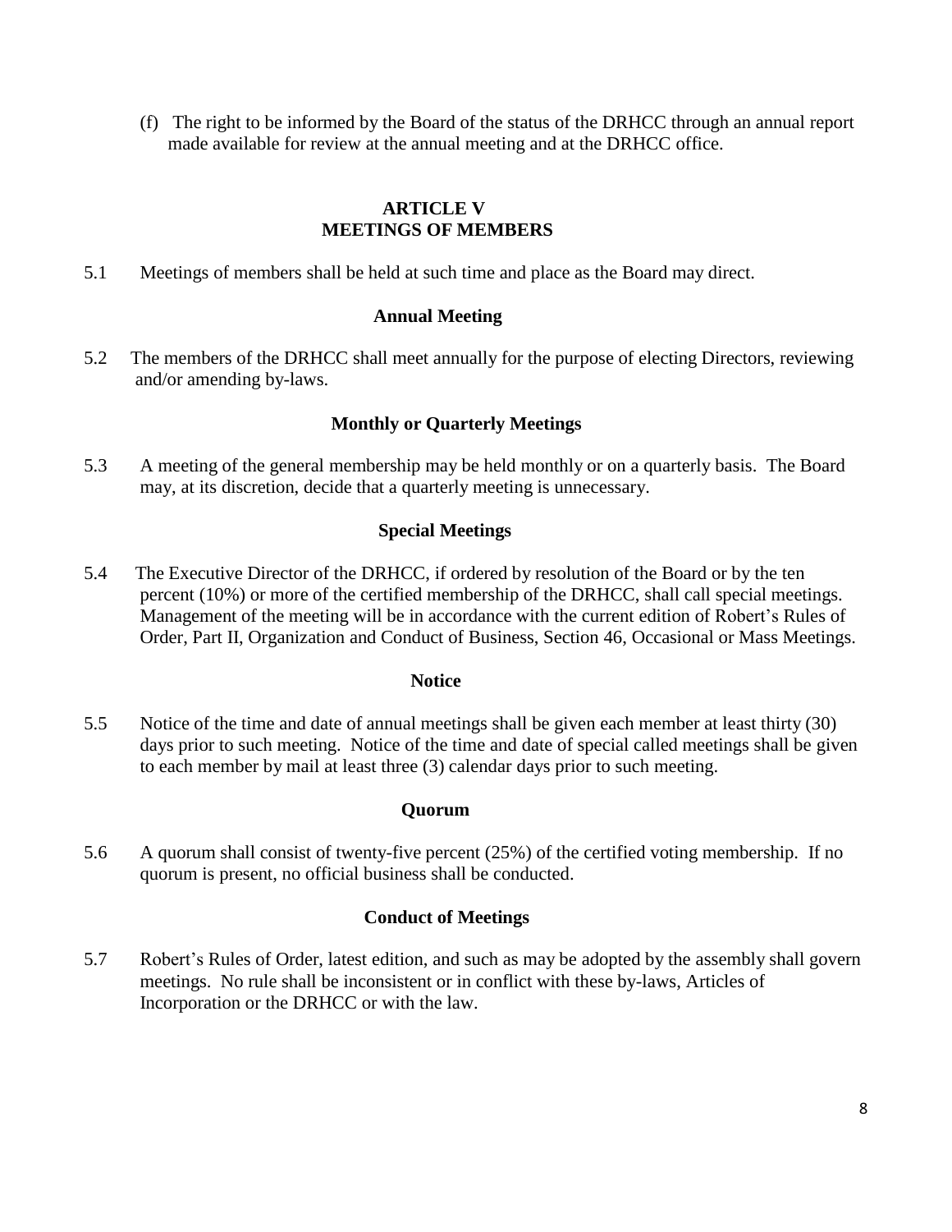(f) The right to be informed by the Board of the status of the DRHCC through an annual report made available for review at the annual meeting and at the DRHCC office.

## ARTICLE V
## MEETINGS OF MEMBERS

5.1 Meetings of members shall be held at such time and place as the Board may direct.

### Annual Meeting

5.2 The members of the DRHCC shall meet annually for the purpose of electing Directors, reviewing and/or amending by-laws.

### Monthly or Quarterly Meetings

5.3 A meeting of the general membership may be held monthly or on a quarterly basis. The Board may, at its discretion, decide that a quarterly meeting is unnecessary.

### Special Meetings

5.4 The Executive Director of the DRHCC, if ordered by resolution of the Board or by the ten percent (10%) or more of the certified membership of the DRHCC, shall call special meetings. Management of the meeting will be in accordance with the current edition of Robert's Rules of Order, Part II, Organization and Conduct of Business, Section 46, Occasional or Mass Meetings.

### Notice

5.5 Notice of the time and date of annual meetings shall be given each member at least thirty (30) days prior to such meeting. Notice of the time and date of special called meetings shall be given to each member by mail at least three (3) calendar days prior to such meeting.

### Quorum

5.6 A quorum shall consist of twenty-five percent (25%) of the certified voting membership. If no quorum is present, no official business shall be conducted.

### Conduct of Meetings

5.7 Robert's Rules of Order, latest edition, and such as may be adopted by the assembly shall govern meetings. No rule shall be inconsistent or in conflict with these by-laws, Articles of Incorporation or the DRHCC or with the law.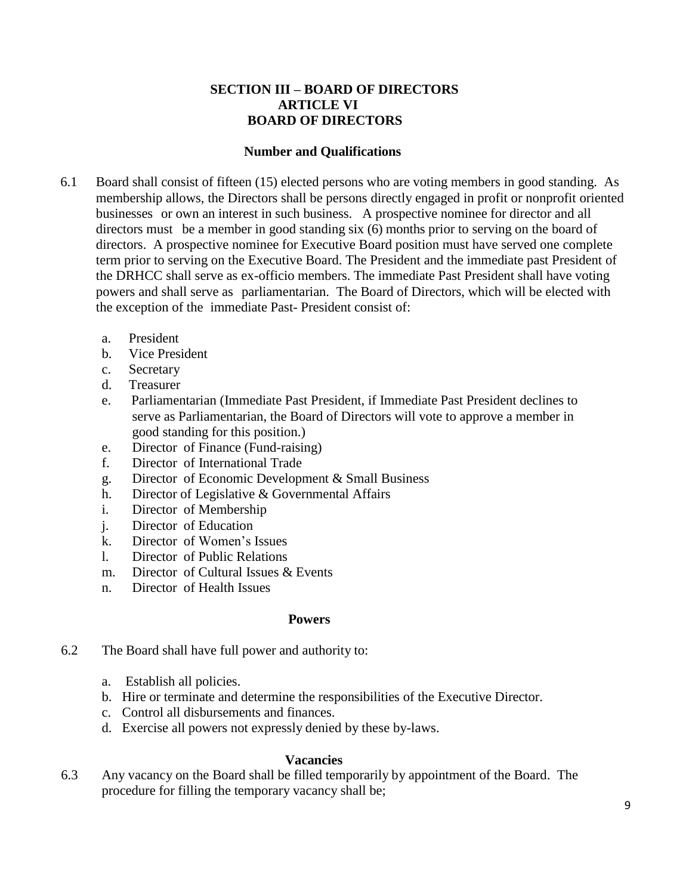## SECTION III – BOARD OF DIRECTORS
## ARTICLE VI
## BOARD OF DIRECTORS

### Number and Qualifications

6.1 Board shall consist of fifteen (15) elected persons who are voting members in good standing. As membership allows, the Directors shall be persons directly engaged in profit or nonprofit oriented businesses or own an interest in such business. A prospective nominee for director and all directors must be a member in good standing six (6) months prior to serving on the board of directors. A prospective nominee for Executive Board position must have served one complete term prior to serving on the Executive Board. The President and the immediate past President of the DRHCC shall serve as ex-officio members. The immediate Past President shall have voting powers and shall serve as parliamentarian. The Board of Directors, which will be elected with the exception of the immediate Past- President consist of:

a. President
b. Vice President
c. Secretary
d. Treasurer
e. Parliamentarian (Immediate Past President, if Immediate Past President declines to serve as Parliamentarian, the Board of Directors will vote to approve a member in good standing for this position.)
e. Director of Finance (Fund-raising)
f. Director of International Trade
g. Director of Economic Development & Small Business
h. Director of Legislative & Governmental Affairs
i. Director of Membership
j. Director of Education
k. Director of Women's Issues
l. Director of Public Relations
m. Director of Cultural Issues & Events
n. Director of Health Issues

### Powers

6.2 The Board shall have full power and authority to:

a. Establish all policies.
b. Hire or terminate and determine the responsibilities of the Executive Director.
c. Control all disbursements and finances.
d. Exercise all powers not expressly denied by these by-laws.

### Vacancies

6.3 Any vacancy on the Board shall be filled temporarily by appointment of the Board. The procedure for filling the temporary vacancy shall be;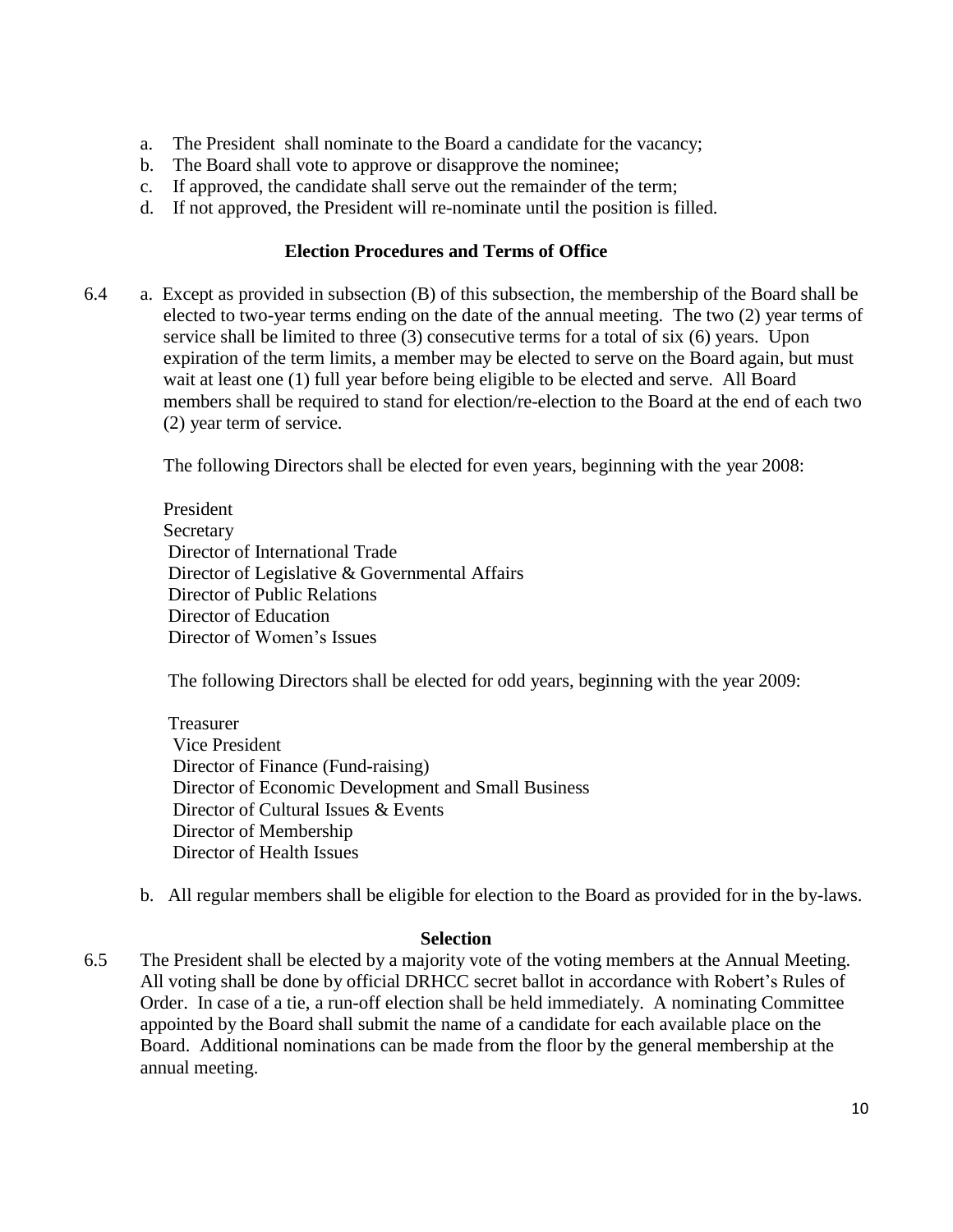a. The President shall nominate to the Board a candidate for the vacancy;
b. The Board shall vote to approve or disapprove the nominee;
c. If approved, the candidate shall serve out the remainder of the term;
d. If not approved, the President will re-nominate until the position is filled.

**Election Procedures and Terms of Office**

6.4 a. Except as provided in subsection (B) of this subsection, the membership of the Board shall be elected to two-year terms ending on the date of the annual meeting. The two (2) year terms of service shall be limited to three (3) consecutive terms for a total of six (6) years. Upon expiration of the term limits, a member may be elected to serve on the Board again, but must wait at least one (1) full year before being eligible to be elected and serve. All Board members shall be required to stand for election/re-election to the Board at the end of each two (2) year term of service.

The following Directors shall be elected for even years, beginning with the year 2008:

President
Secretary
Director of International Trade
Director of Legislative & Governmental Affairs
Director of Public Relations
Director of Education
Director of Women's Issues

The following Directors shall be elected for odd years, beginning with the year 2009:

Treasurer
Vice President
Director of Finance (Fund-raising)
Director of Economic Development and Small Business
Director of Cultural Issues & Events
Director of Membership
Director of Health Issues

b. All regular members shall be eligible for election to the Board as provided for in the by-laws.

**Selection**

6.5 The President shall be elected by a majority vote of the voting members at the Annual Meeting. All voting shall be done by official DRHCC secret ballot in accordance with Robert's Rules of Order. In case of a tie, a run-off election shall be held immediately. A nominating Committee appointed by the Board shall submit the name of a candidate for each available place on the Board. Additional nominations can be made from the floor by the general membership at the annual meeting.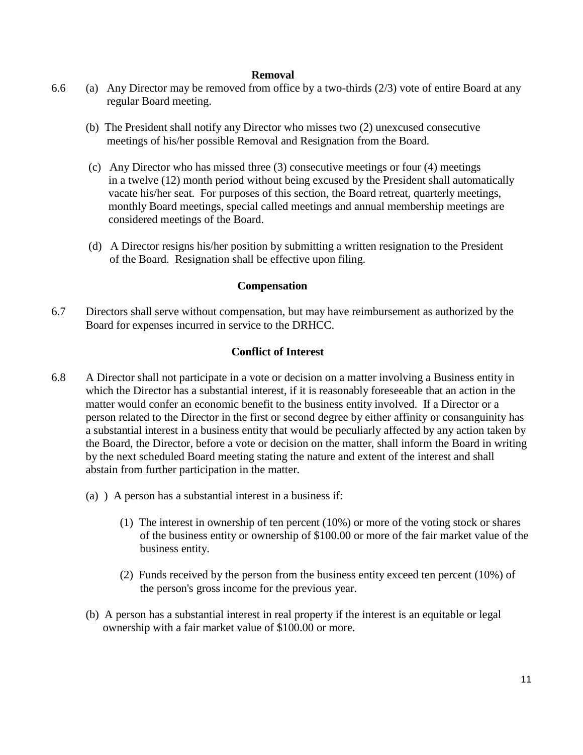### Removal

6.6 (a) Any Director may be removed from office by a two-thirds (2/3) vote of entire Board at any regular Board meeting.

(b) The President shall notify any Director who misses two (2) unexcused consecutive meetings of his/her possible Removal and Resignation from the Board.

(c) Any Director who has missed three (3) consecutive meetings or four (4) meetings in a twelve (12) month period without being excused by the President shall automatically vacate his/her seat. For purposes of this section, the Board retreat, quarterly meetings, monthly Board meetings, special called meetings and annual membership meetings are considered meetings of the Board.

(d) A Director resigns his/her position by submitting a written resignation to the President of the Board. Resignation shall be effective upon filing.

### Compensation

6.7 Directors shall serve without compensation, but may have reimbursement as authorized by the Board for expenses incurred in service to the DRHCC.

### Conflict of Interest

6.8 A Director shall not participate in a vote or decision on a matter involving a Business entity in which the Director has a substantial interest, if it is reasonably foreseeable that an action in the matter would confer an economic benefit to the business entity involved. If a Director or a person related to the Director in the first or second degree by either affinity or consanguinity has a substantial interest in a business entity that would be peculiarly affected by any action taken by the Board, the Director, before a vote or decision on the matter, shall inform the Board in writing by the next scheduled Board meeting stating the nature and extent of the interest and shall abstain from further participation in the matter.

(a) ) A person has a substantial interest in a business if:

(1) The interest in ownership of ten percent (10%) or more of the voting stock or shares of the business entity or ownership of $100.00 or more of the fair market value of the business entity.

(2) Funds received by the person from the business entity exceed ten percent (10%) of the person's gross income for the previous year.

(b) A person has a substantial interest in real property if the interest is an equitable or legal ownership with a fair market value of $100.00 or more.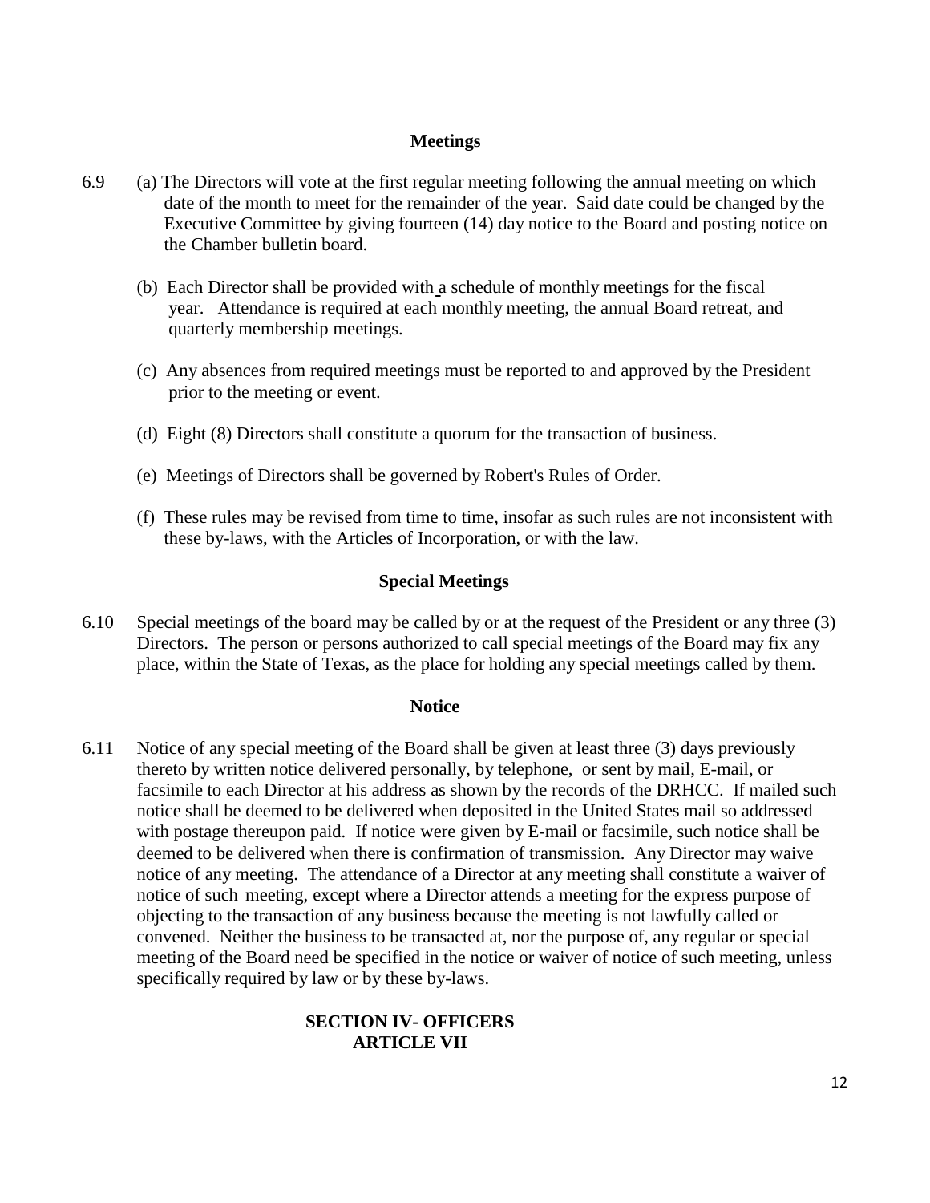### Meetings

6.9 (a) The Directors will vote at the first regular meeting following the annual meeting on which date of the month to meet for the remainder of the year. Said date could be changed by the Executive Committee by giving fourteen (14) day notice to the Board and posting notice on the Chamber bulletin board.

(b) Each Director shall be provided with a schedule of monthly meetings for the fiscal year. Attendance is required at each monthly meeting, the annual Board retreat, and quarterly membership meetings.

(c) Any absences from required meetings must be reported to and approved by the President prior to the meeting or event.

(d) Eight (8) Directors shall constitute a quorum for the transaction of business.

(e) Meetings of Directors shall be governed by Robert's Rules of Order.

(f) These rules may be revised from time to time, insofar as such rules are not inconsistent with these by-laws, with the Articles of Incorporation, or with the law.

### Special Meetings

6.10 Special meetings of the board may be called by or at the request of the President or any three (3) Directors. The person or persons authorized to call special meetings of the Board may fix any place, within the State of Texas, as the place for holding any special meetings called by them.

### Notice

6.11 Notice of any special meeting of the Board shall be given at least three (3) days previously thereto by written notice delivered personally, by telephone, or sent by mail, E-mail, or facsimile to each Director at his address as shown by the records of the DRHCC. If mailed such notice shall be deemed to be delivered when deposited in the United States mail so addressed with postage thereupon paid. If notice were given by E-mail or facsimile, such notice shall be deemed to be delivered when there is confirmation of transmission. Any Director may waive notice of any meeting. The attendance of a Director at any meeting shall constitute a waiver of notice of such meeting, except where a Director attends a meeting for the express purpose of objecting to the transaction of any business because the meeting is not lawfully called or convened. Neither the business to be transacted at, nor the purpose of, any regular or special meeting of the Board need be specified in the notice or waiver of notice of such meeting, unless specifically required by law or by these by-laws.

## SECTION IV- OFFICERS
## ARTICLE VII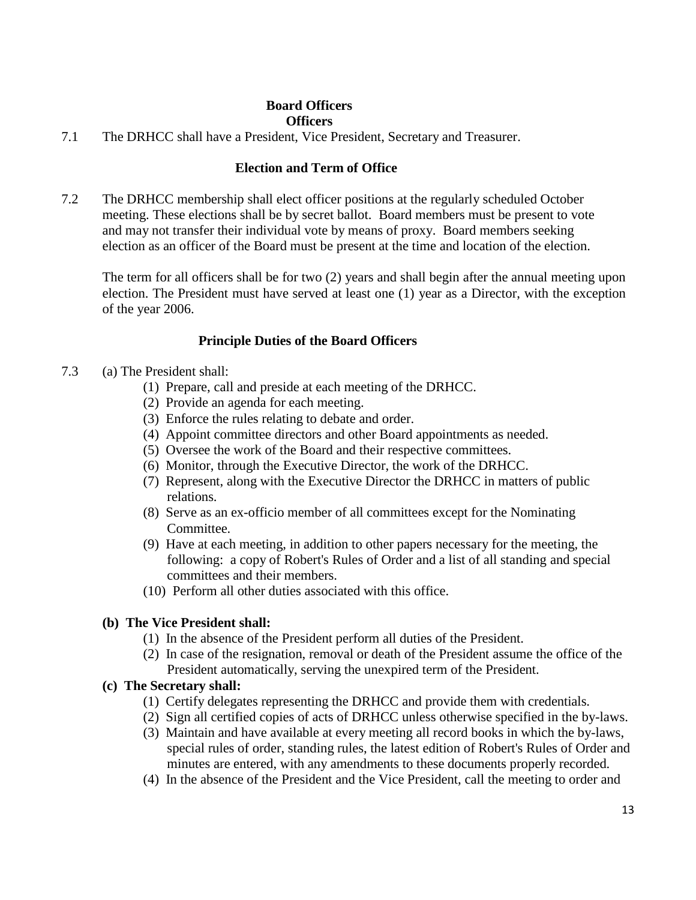## Board Officers

### Officers

7.1 The DRHCC shall have a President, Vice President, Secretary and Treasurer.

### Election and Term of Office

7.2 The DRHCC membership shall elect officer positions at the regularly scheduled October meeting. These elections shall be by secret ballot. Board members must be present to vote and may not transfer their individual vote by means of proxy. Board members seeking election as an officer of the Board must be present at the time and location of the election.

The term for all officers shall be for two (2) years and shall begin after the annual meeting upon election. The President must have served at least one (1) year as a Director, with the exception of the year 2006.

### Principle Duties of the Board Officers

7.3 (a) The President shall:

(1) Prepare, call and preside at each meeting of the DRHCC.
(2) Provide an agenda for each meeting.
(3) Enforce the rules relating to debate and order.
(4) Appoint committee directors and other Board appointments as needed.
(5) Oversee the work of the Board and their respective committees.
(6) Monitor, through the Executive Director, the work of the DRHCC.
(7) Represent, along with the Executive Director the DRHCC in matters of public relations.
(8) Serve as an ex-officio member of all committees except for the Nominating Committee.
(9) Have at each meeting, in addition to other papers necessary for the meeting, the following: a copy of Robert's Rules of Order and a list of all standing and special committees and their members.
(10) Perform all other duties associated with this office.

**(b) The Vice President shall:**

(1) In the absence of the President perform all duties of the President.
(2) In case of the resignation, removal or death of the President assume the office of the President automatically, serving the unexpired term of the President.

**(c) The Secretary shall:**

(1) Certify delegates representing the DRHCC and provide them with credentials.
(2) Sign all certified copies of acts of DRHCC unless otherwise specified in the by-laws.
(3) Maintain and have available at every meeting all record books in which the by-laws, special rules of order, standing rules, the latest edition of Robert's Rules of Order and minutes are entered, with any amendments to these documents properly recorded.
(4) In the absence of the President and the Vice President, call the meeting to order and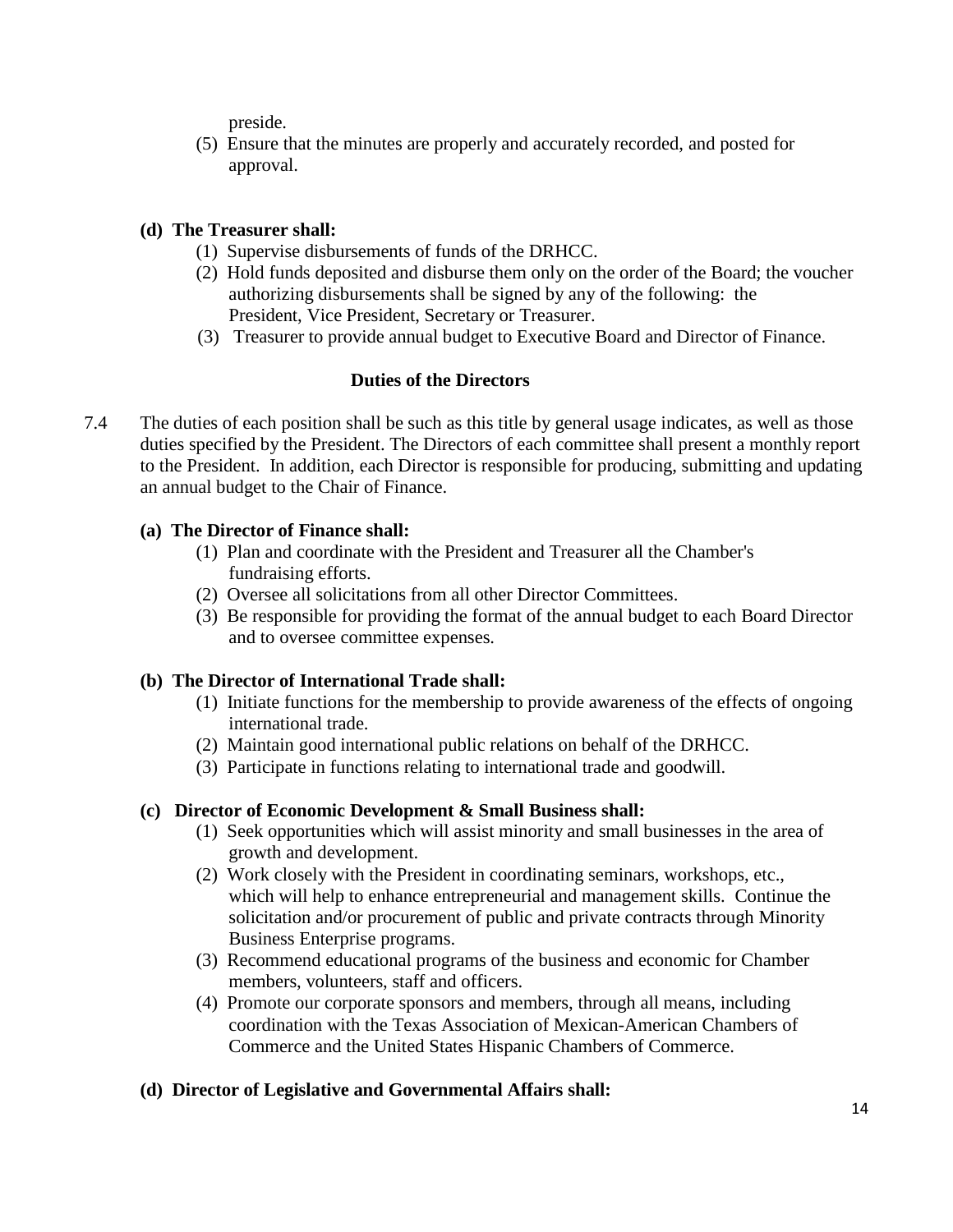preside.

(5) Ensure that the minutes are properly and accurately recorded, and posted for approval.

**(d) The Treasurer shall:**

(1) Supervise disbursements of funds of the DRHCC.

(2) Hold funds deposited and disburse them only on the order of the Board; the voucher authorizing disbursements shall be signed by any of the following: the President, Vice President, Secretary or Treasurer.

(3) Treasurer to provide annual budget to Executive Board and Director of Finance.

### Duties of the Directors

7.4 The duties of each position shall be such as this title by general usage indicates, as well as those duties specified by the President. The Directors of each committee shall present a monthly report to the President. In addition, each Director is responsible for producing, submitting and updating an annual budget to the Chair of Finance.

**(a) The Director of Finance shall:**

(1) Plan and coordinate with the President and Treasurer all the Chamber's fundraising efforts.

(2) Oversee all solicitations from all other Director Committees.

(3) Be responsible for providing the format of the annual budget to each Board Director and to oversee committee expenses.

**(b) The Director of International Trade shall:**

(1) Initiate functions for the membership to provide awareness of the effects of ongoing international trade.

(2) Maintain good international public relations on behalf of the DRHCC.

(3) Participate in functions relating to international trade and goodwill.

**(c) Director of Economic Development & Small Business shall:**

(1) Seek opportunities which will assist minority and small businesses in the area of growth and development.

(2) Work closely with the President in coordinating seminars, workshops, etc., which will help to enhance entrepreneurial and management skills. Continue the solicitation and/or procurement of public and private contracts through Minority Business Enterprise programs.

(3) Recommend educational programs of the business and economic for Chamber members, volunteers, staff and officers.

(4) Promote our corporate sponsors and members, through all means, including coordination with the Texas Association of Mexican-American Chambers of Commerce and the United States Hispanic Chambers of Commerce.

**(d) Director of Legislative and Governmental Affairs shall:**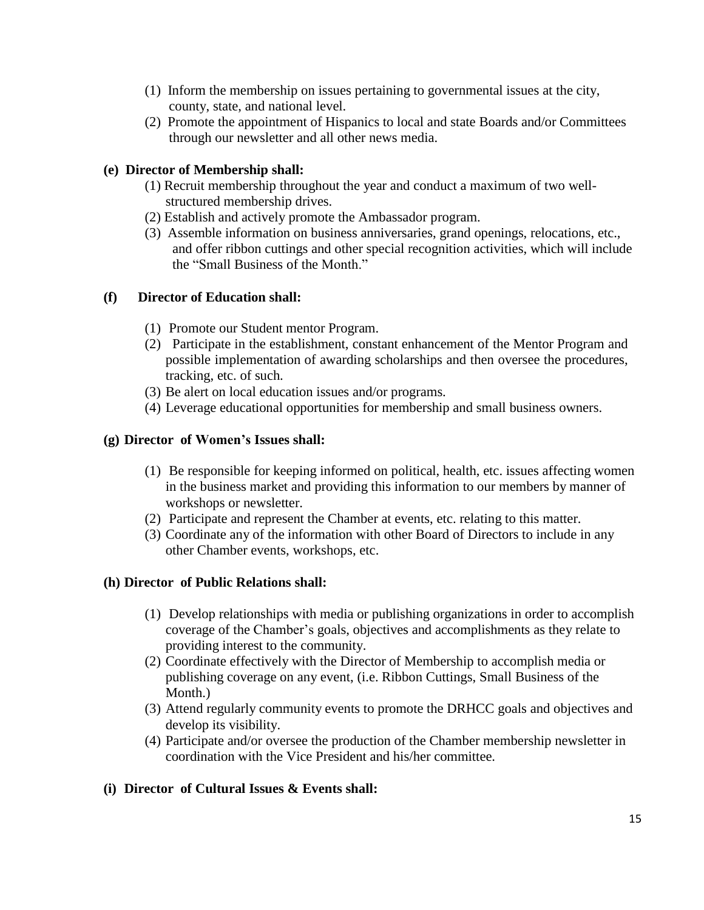(1) Inform the membership on issues pertaining to governmental issues at the city, county, state, and national level.
(2) Promote the appointment of Hispanics to local and state Boards and/or Committees through our newsletter and all other news media.

**(e) Director of Membership shall:**

(1) Recruit membership throughout the year and conduct a maximum of two well-structured membership drives.
(2) Establish and actively promote the Ambassador program.
(3) Assemble information on business anniversaries, grand openings, relocations, etc., and offer ribbon cuttings and other special recognition activities, which will include the "Small Business of the Month."

**(f) Director of Education shall:**

(1) Promote our Student mentor Program.
(2) Participate in the establishment, constant enhancement of the Mentor Program and possible implementation of awarding scholarships and then oversee the procedures, tracking, etc. of such.
(3) Be alert on local education issues and/or programs.
(4) Leverage educational opportunities for membership and small business owners.

**(g) Director of Women's Issues shall:**

(1) Be responsible for keeping informed on political, health, etc. issues affecting women in the business market and providing this information to our members by manner of workshops or newsletter.
(2) Participate and represent the Chamber at events, etc. relating to this matter.
(3) Coordinate any of the information with other Board of Directors to include in any other Chamber events, workshops, etc.

**(h) Director of Public Relations shall:**

(1) Develop relationships with media or publishing organizations in order to accomplish coverage of the Chamber's goals, objectives and accomplishments as they relate to providing interest to the community.
(2) Coordinate effectively with the Director of Membership to accomplish media or publishing coverage on any event, (i.e. Ribbon Cuttings, Small Business of the Month.)
(3) Attend regularly community events to promote the DRHCC goals and objectives and develop its visibility.
(4) Participate and/or oversee the production of the Chamber membership newsletter in coordination with the Vice President and his/her committee.

**(i) Director of Cultural Issues & Events shall:**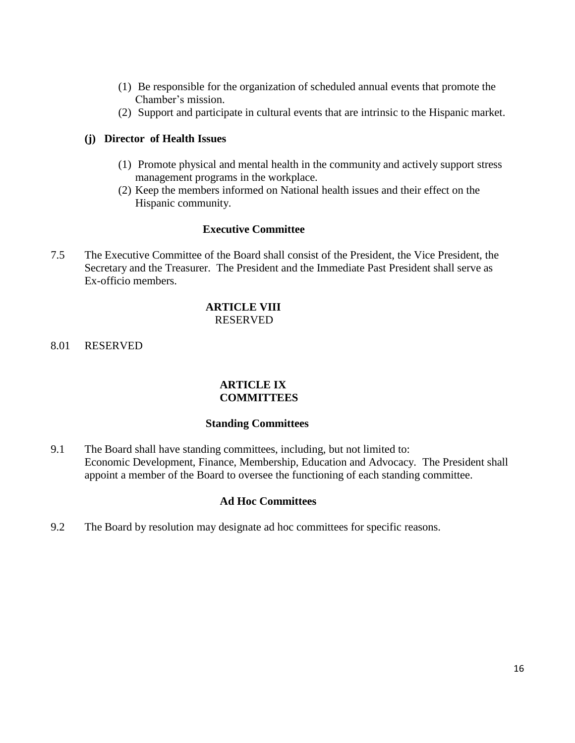(1) Be responsible for the organization of scheduled annual events that promote the Chamber's mission.
(2) Support and participate in cultural events that are intrinsic to the Hispanic market.

**(j) Director of Health Issues**

(1) Promote physical and mental health in the community and actively support stress management programs in the workplace.
(2) Keep the members informed on National health issues and their effect on the Hispanic community.

### Executive Committee

7.5 The Executive Committee of the Board shall consist of the President, the Vice President, the Secretary and the Treasurer. The President and the Immediate Past President shall serve as Ex-officio members.

## ARTICLE VIII
RESERVED

8.01 RESERVED

## ARTICLE IX
## COMMITTEES

### Standing Committees

9.1 The Board shall have standing committees, including, but not limited to: Economic Development, Finance, Membership, Education and Advocacy. The President shall appoint a member of the Board to oversee the functioning of each standing committee.

### Ad Hoc Committees

9.2 The Board by resolution may designate ad hoc committees for specific reasons.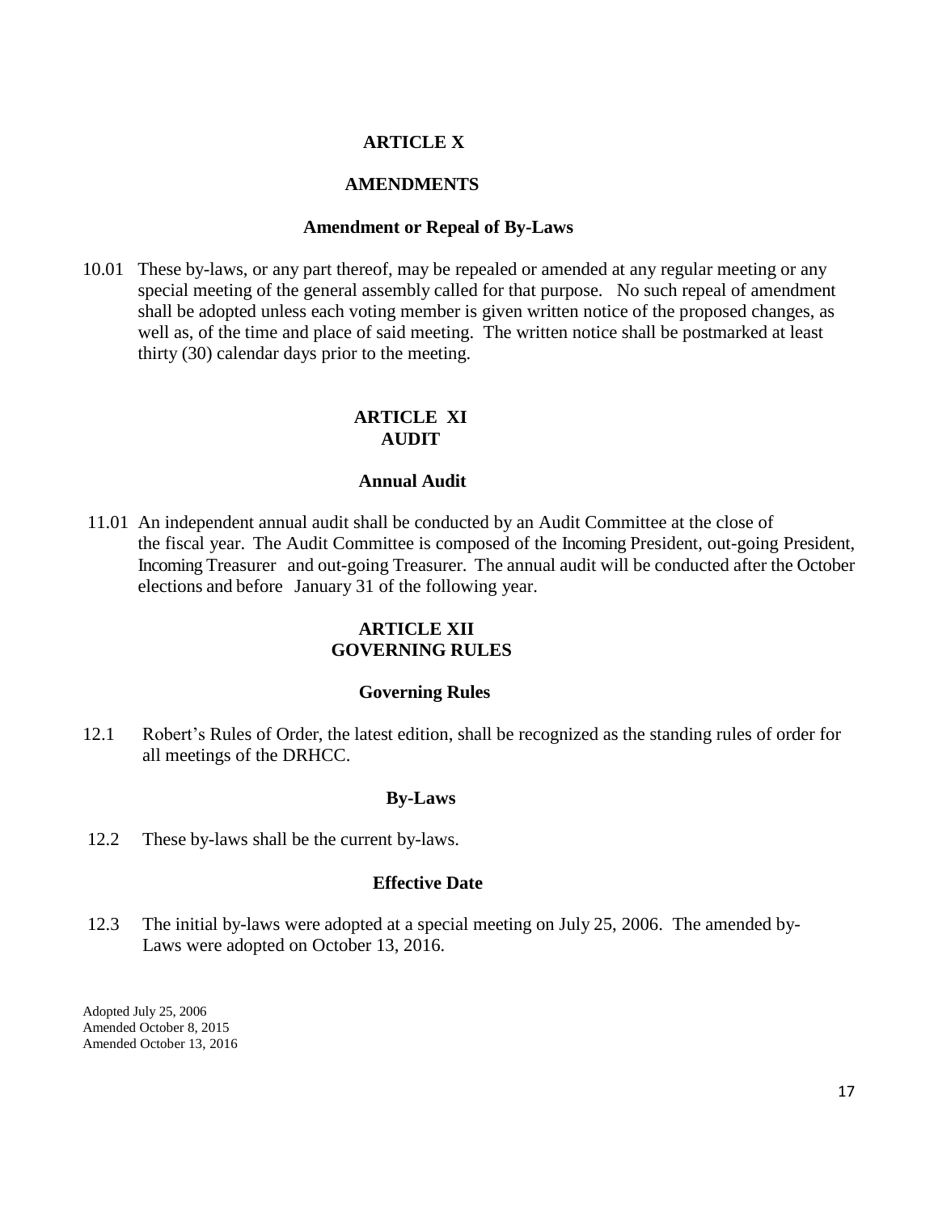# ARTICLE X

## AMENDMENTS

### Amendment or Repeal of By-Laws

10.01 These by-laws, or any part thereof, may be repealed or amended at any regular meeting or any special meeting of the general assembly called for that purpose. No such repeal of amendment shall be adopted unless each voting member is given written notice of the proposed changes, as well as, of the time and place of said meeting. The written notice shall be postmarked at least thirty (30) calendar days prior to the meeting.

# ARTICLE XI
## AUDIT

### Annual Audit

11.01 An independent annual audit shall be conducted by an Audit Committee at the close of the fiscal year. The Audit Committee is composed of the Incoming President, out-going President, Incoming Treasurer and out-going Treasurer. The annual audit will be conducted after the October elections and before January 31 of the following year.

# ARTICLE XII
## GOVERNING RULES

### Governing Rules

12.1 Robert's Rules of Order, the latest edition, shall be recognized as the standing rules of order for all meetings of the DRHCC.

### By-Laws

12.2 These by-laws shall be the current by-laws.

### Effective Date

12.3 The initial by-laws were adopted at a special meeting on July 25, 2006. The amended by-Laws were adopted on October 13, 2016.

Adopted July 25, 2006
Amended October 8, 2015
Amended October 13, 2016